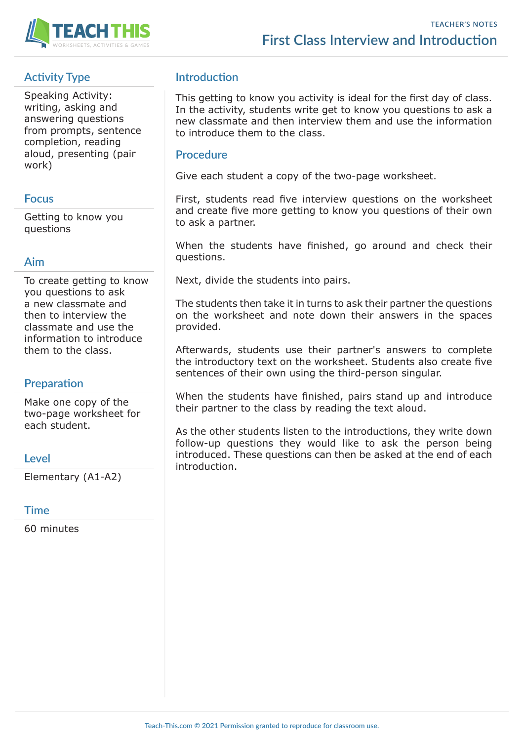# First Class Interview and Introduction

TEACHER'S NOTES

## Activity Type

Speaking Activity: writing, asking and answering questions from prompts, sentence completion, reading aloud, presenting (pair work)

## Focus

Getting to know you questions

## Aim

To create getting to know you questions to ask a new classmate and then to interview the classmate and use the information to introduce them to the class.

## Preparation

Make one copy of the two-page worksheet for each student.

## Level

Elementary (A1-A2)

## Time

60 minutes

## Introduction

This getting to know you activity is ideal for the first day of class. In the activity, students write get to know you questions to ask a new classmate and then interview them and use the information to introduce them to the class.

## Procedure

Give each student a copy of the two-page worksheet.

First, students read five interview questions on the worksheet and create five more getting to know you questions of their own to ask a partner.

When the students have finished, go around and check their questions.

Next, divide the students into pairs.

The students then take it in turns to ask their partner the questions on the worksheet and note down their answers in the spaces provided.

Afterwards, students use their partner's answers to complete the introductory text on the worksheet. Students also create five sentences of their own using the third-person singular.

When the students have finished, pairs stand up and introduce their partner to the class by reading the text aloud.

As the other students listen to the introductions, they write down follow-up questions they would like to ask the person being introduced. These questions can then be asked at the end of each introduction.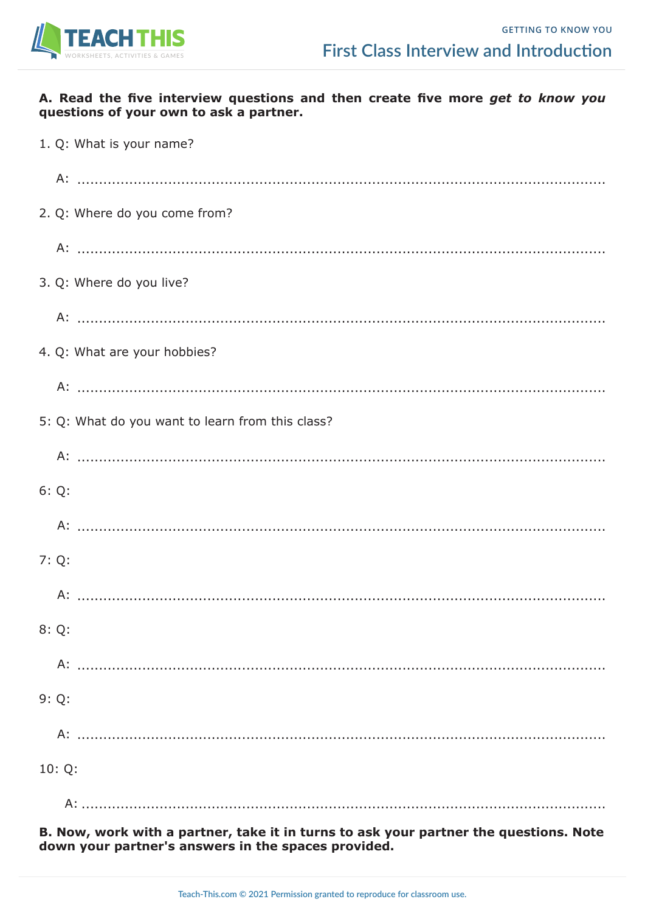# First Class Interview and Introduction

**A. Read the five interview questions and then create five more *get to know you* questions of your own to ask a partner.**

1. Q: What is your name?

   A: ..............................................................................................................

2. Q: Where do you come from?

   A: ..............................................................................................................

3. Q: Where do you live?

   A: ..............................................................................................................

4. Q: What are your hobbies?

   A: ..............................................................................................................

5: Q: What do you want to learn from this class?

   A: ..............................................................................................................

6: Q:

   A: ..............................................................................................................

7: Q:

   A: ..............................................................................................................

8: Q:

   A: ..............................................................................................................

9: Q:

   A: ..............................................................................................................

10: Q:

   A: ..............................................................................................................

**B. Now, work with a partner, take it in turns to ask your partner the questions. Note down your partner's answers in the spaces provided.**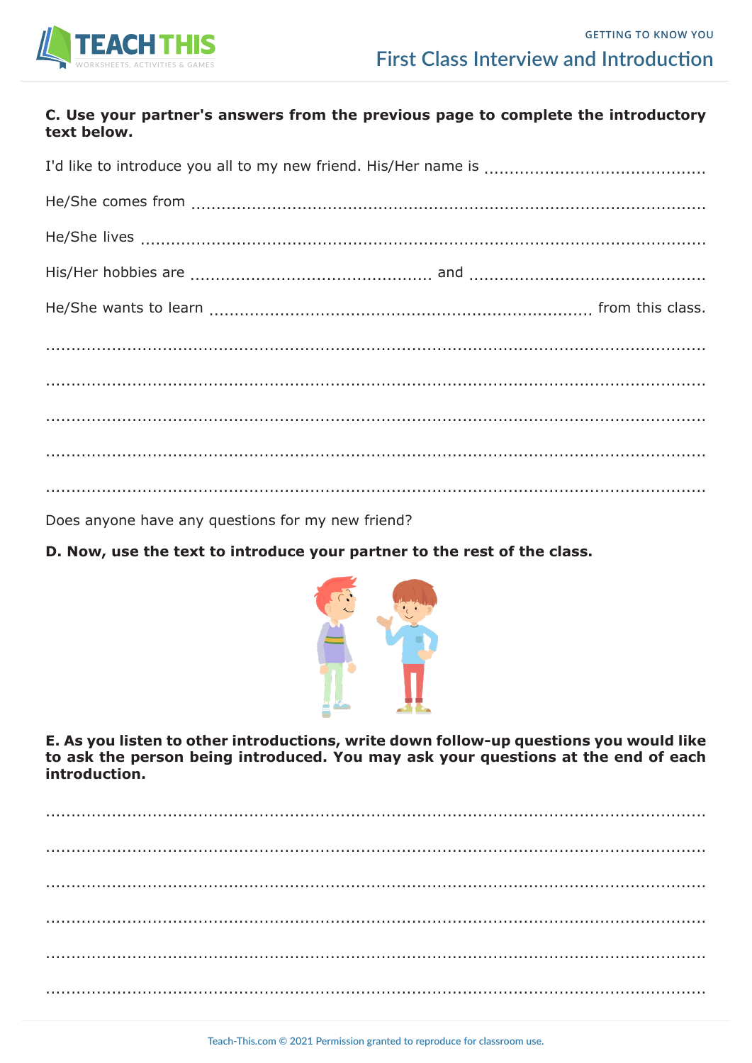**C. Use your partner's answers from the previous page to complete the introductory text below.**

I'd like to introduce you all to my new friend. His/Her name is ..........................................

He/She comes from ..........................................................................................

He/She lives ..................................................................................................

His/Her hobbies are .............................................. and ..............................................

He/She wants to learn ........................................................................ from this class.

..........................................................................................................................

..........................................................................................................................

..........................................................................................................................

..........................................................................................................................

..........................................................................................................................

Does anyone have any questions for my new friend?

**D. Now, use the text to introduce your partner to the rest of the class.**

**E. As you listen to other introductions, write down follow-up questions you would like to ask the person being introduced. You may ask your questions at the end of each introduction.**

..........................................................................................................................

..........................................................................................................................

..........................................................................................................................

..........................................................................................................................

..........................................................................................................................

..........................................................................................................................